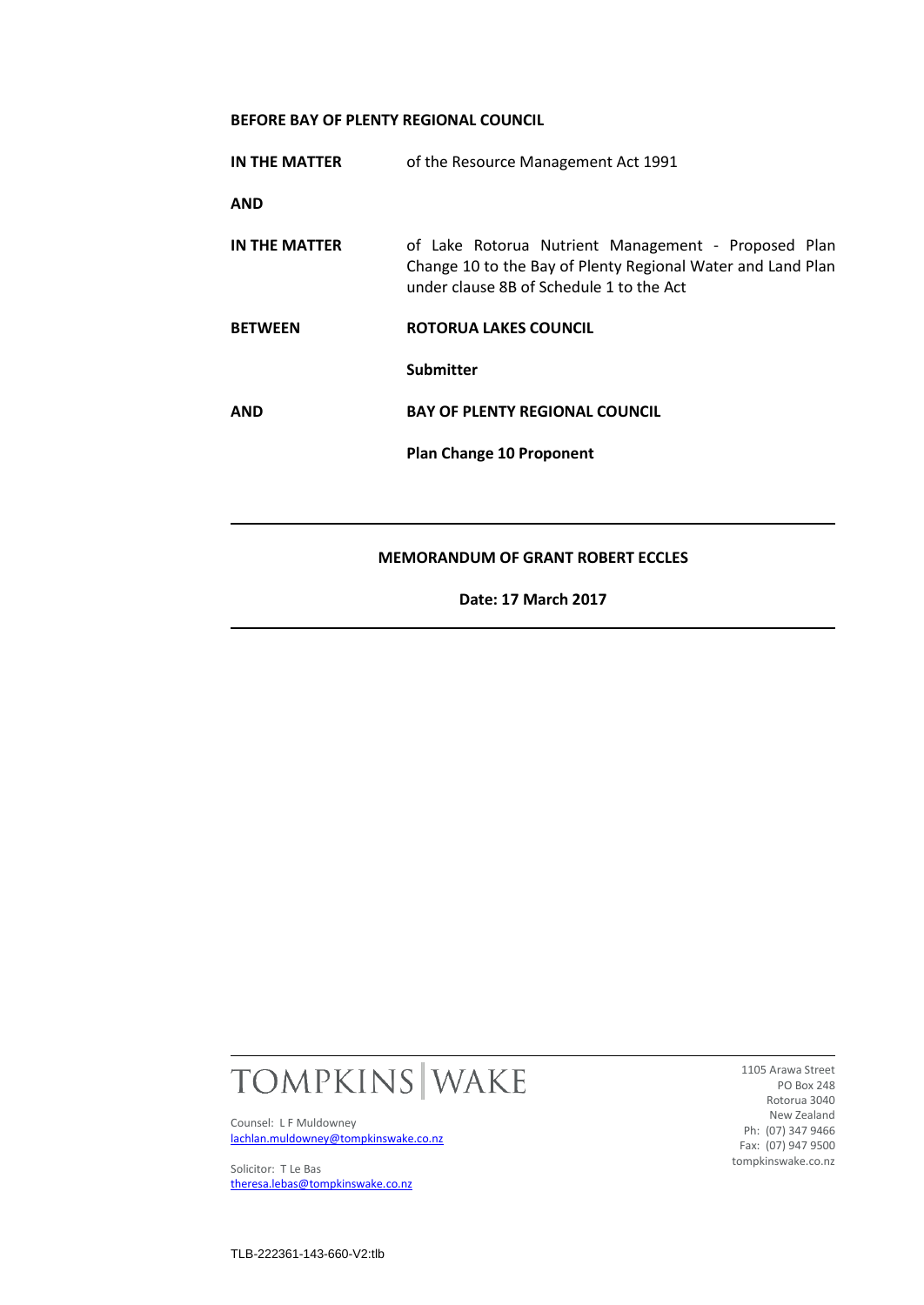**BEFORE BAY OF PLENTY REGIONAL COUNCIL**

| | |
|---|---|
| **IN THE MATTER** | of the Resource Management Act 1991 |
| **AND** | |
| **IN THE MATTER** | of Lake Rotorua Nutrient Management - Proposed Plan Change 10 to the Bay of Plenty Regional Water and Land Plan under clause 8B of Schedule 1 to the Act |
| **BETWEEN** | **ROTORUA LAKES COUNCIL** |
| | **Submitter** |
| **AND** | **BAY OF PLENTY REGIONAL COUNCIL** |
| | **Plan Change 10 Proponent** |

---

**MEMORANDUM OF GRANT ROBERT ECCLES**

**Date: 17 March 2017**

---

TOMPKINS | WAKE

Counsel: L F Muldowney
lachlan.muldowney@tompkinswake.co.nz

Solicitor: T Le Bas
theresa.lebas@tompkinswake.co.nz

1105 Arawa Street
PO Box 248
Rotorua 3040
New Zealand
Ph: (07) 347 9466
Fax: (07) 947 9500
tompkinswake.co.nz

TLB-222361-143-660-V2:tlb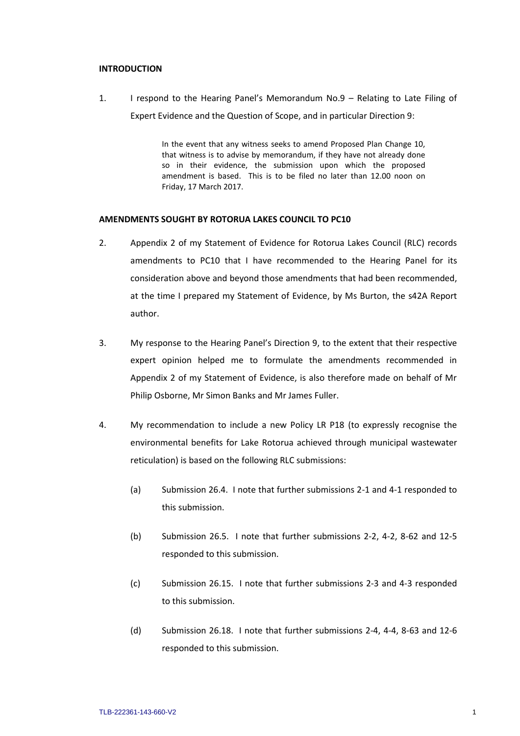## INTRODUCTION

1. I respond to the Hearing Panel's Memorandum No.9 – Relating to Late Filing of Expert Evidence and the Question of Scope, and in particular Direction 9:

> In the event that any witness seeks to amend Proposed Plan Change 10, that witness is to advise by memorandum, if they have not already done so in their evidence, the submission upon which the proposed amendment is based. This is to be filed no later than 12.00 noon on Friday, 17 March 2017.

## AMENDMENTS SOUGHT BY ROTORUA LAKES COUNCIL TO PC10

2. Appendix 2 of my Statement of Evidence for Rotorua Lakes Council (RLC) records amendments to PC10 that I have recommended to the Hearing Panel for its consideration above and beyond those amendments that had been recommended, at the time I prepared my Statement of Evidence, by Ms Burton, the s42A Report author.

3. My response to the Hearing Panel's Direction 9, to the extent that their respective expert opinion helped me to formulate the amendments recommended in Appendix 2 of my Statement of Evidence, is also therefore made on behalf of Mr Philip Osborne, Mr Simon Banks and Mr James Fuller.

4. My recommendation to include a new Policy LR P18 (to expressly recognise the environmental benefits for Lake Rotorua achieved through municipal wastewater reticulation) is based on the following RLC submissions:

   (a) Submission 26.4. I note that further submissions 2-1 and 4-1 responded to this submission.

   (b) Submission 26.5. I note that further submissions 2-2, 4-2, 8-62 and 12-5 responded to this submission.

   (c) Submission 26.15. I note that further submissions 2-3 and 4-3 responded to this submission.

   (d) Submission 26.18. I note that further submissions 2-4, 4-4, 8-63 and 12-6 responded to this submission.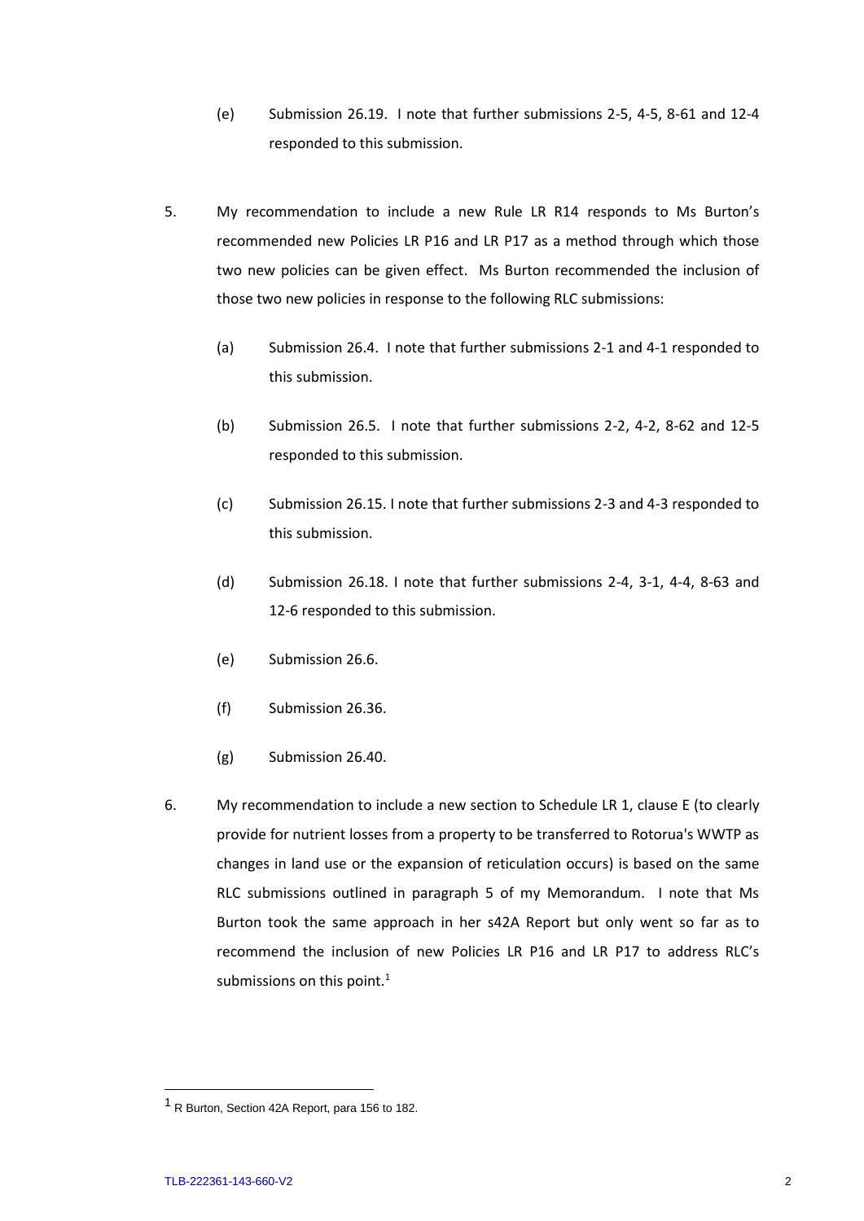(e) Submission 26.19. I note that further submissions 2-5, 4-5, 8-61 and 12-4 responded to this submission.

5. My recommendation to include a new Rule LR R14 responds to Ms Burton's recommended new Policies LR P16 and LR P17 as a method through which those two new policies can be given effect. Ms Burton recommended the inclusion of those two new policies in response to the following RLC submissions:

   (a) Submission 26.4. I note that further submissions 2-1 and 4-1 responded to this submission.

   (b) Submission 26.5. I note that further submissions 2-2, 4-2, 8-62 and 12-5 responded to this submission.

   (c) Submission 26.15. I note that further submissions 2-3 and 4-3 responded to this submission.

   (d) Submission 26.18. I note that further submissions 2-4, 3-1, 4-4, 8-63 and 12-6 responded to this submission.

   (e) Submission 26.6.

   (f) Submission 26.36.

   (g) Submission 26.40.

6. My recommendation to include a new section to Schedule LR 1, clause E (to clearly provide for nutrient losses from a property to be transferred to Rotorua's WWTP as changes in land use or the expansion of reticulation occurs) is based on the same RLC submissions outlined in paragraph 5 of my Memorandum. I note that Ms Burton took the same approach in her s42A Report but only went so far as to recommend the inclusion of new Policies LR P16 and LR P17 to address RLC's submissions on this point.[1]

---

[1] R Burton, Section 42A Report, para 156 to 182.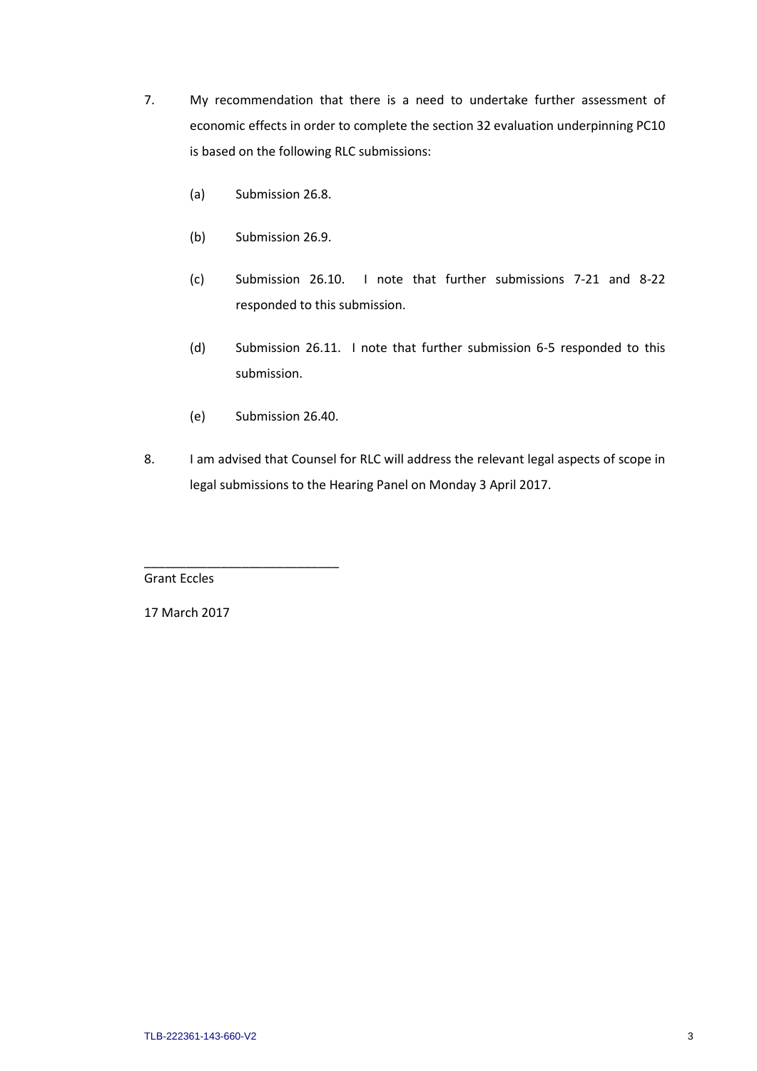7. My recommendation that there is a need to undertake further assessment of economic effects in order to complete the section 32 evaluation underpinning PC10 is based on the following RLC submissions:

   (a) Submission 26.8.

   (b) Submission 26.9.

   (c) Submission 26.10. I note that further submissions 7-21 and 8-22 responded to this submission.

   (d) Submission 26.11. I note that further submission 6-5 responded to this submission.

   (e) Submission 26.40.

8. I am advised that Counsel for RLC will address the relevant legal aspects of scope in legal submissions to the Hearing Panel on Monday 3 April 2017.

\_\_\_\_\_\_\_\_\_\_\_\_\_\_\_\_\_\_\_\_\_\_\_\_\_\_\_

Grant Eccles

17 March 2017

TLB-222361-143-660-V2